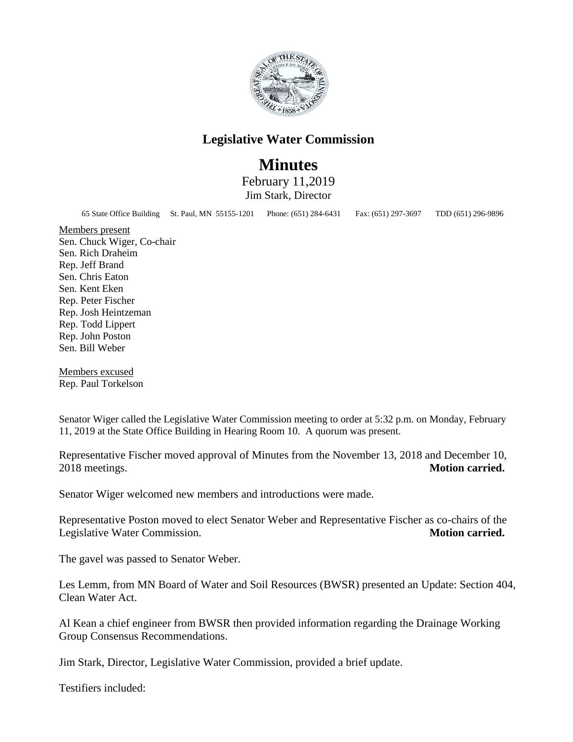# Legislative Water Commission

# Minutes

February 11,2019
Jim Stark, Director

65 State Office Building St. Paul, MN 55155-1201 Phone: (651) 284-6431 Fax: (651) 297-3697 TDD (651) 296-9896

Members present
Sen. Chuck Wiger, Co-chair
Sen. Rich Draheim
Rep. Jeff Brand
Sen. Chris Eaton
Sen. Kent Eken
Rep. Peter Fischer
Rep. Josh Heintzeman
Rep. Todd Lippert
Rep. John Poston
Sen. Bill Weber

Members excused
Rep. Paul Torkelson

Senator Wiger called the Legislative Water Commission meeting to order at 5:32 p.m. on Monday, February 11, 2019 at the State Office Building in Hearing Room 10. A quorum was present.

Representative Fischer moved approval of Minutes from the November 13, 2018 and December 10, 2018 meetings. **Motion carried.**

Senator Wiger welcomed new members and introductions were made.

Representative Poston moved to elect Senator Weber and Representative Fischer as co-chairs of the Legislative Water Commission. **Motion carried.**

The gavel was passed to Senator Weber.

Les Lemm, from MN Board of Water and Soil Resources (BWSR) presented an Update: Section 404, Clean Water Act.

Al Kean a chief engineer from BWSR then provided information regarding the Drainage Working Group Consensus Recommendations.

Jim Stark, Director, Legislative Water Commission, provided a brief update.

Testifiers included: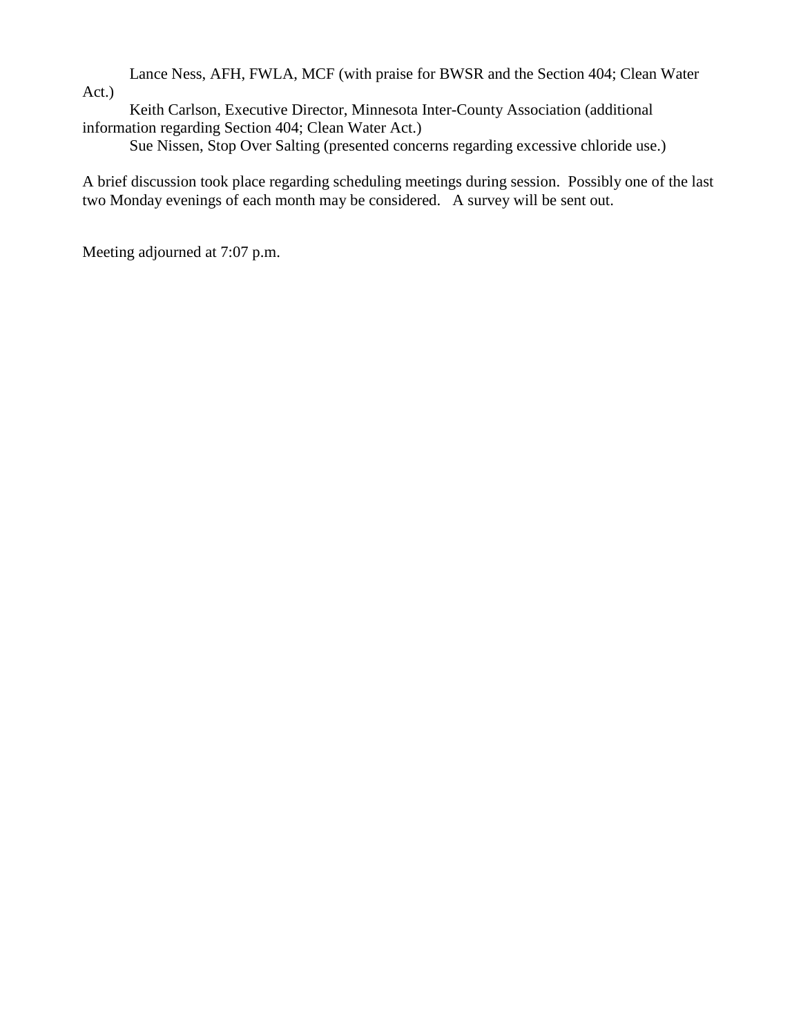Lance Ness, AFH, FWLA, MCF (with praise for BWSR and the Section 404; Clean Water Act.)

Keith Carlson, Executive Director, Minnesota Inter-County Association (additional information regarding Section 404; Clean Water Act.)

Sue Nissen, Stop Over Salting (presented concerns regarding excessive chloride use.)

A brief discussion took place regarding scheduling meetings during session. Possibly one of the last two Monday evenings of each month may be considered. A survey will be sent out.

Meeting adjourned at 7:07 p.m.